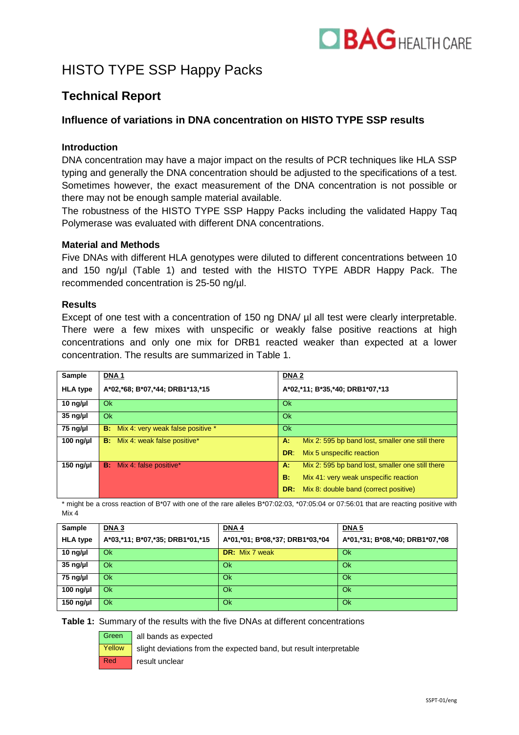# HISTO TYPE SSP Happy Packs

## Technical Report

### Influence of variations in DNA concentration on HISTO TYPE SSP results

#### Introduction

DNA concentration may have a major impact on the results of PCR techniques like HLA SSP typing and generally the DNA concentration should be adjusted to the specifications of a test. Sometimes however, the exact measurement of the DNA concentration is not possible or there may not be enough sample material available.

The robustness of the HISTO TYPE SSP Happy Packs including the validated Happy Taq Polymerase was evaluated with different DNA concentrations.

#### Material and Methods

Five DNAs with different HLA genotypes were diluted to different concentrations between 10 and 150 ng/µl (Table 1) and tested with the HISTO TYPE ABDR Happy Pack. The recommended concentration is 25-50 ng/µl.

#### Results

Except of one test with a concentration of 150 ng DNA/ µl all test were clearly interpretable. There were a few mixes with unspecific or weakly false positive reactions at high concentrations and only one mix for DRB1 reacted weaker than expected at a lower concentration. The results are summarized in Table 1.

| Sample | DNA 1 | DNA 2 |
|---|---|---|
| HLA type | A*02,*68; B*07,*44; DRB1*13,*15 | A*02,*11; B*35,*40; DRB1*07,*13 |
| 10 ng/µl | Ok | Ok |
| 35 ng/µl | Ok | Ok |
| 75 ng/µl | **B:** Mix 4: very weak false positive * | Ok |
| 100 ng/µl | **B:** Mix 4: weak false positive* | **A:** Mix 2: 595 bp band lost, smaller one still there<br>**DR:** Mix 5 unspecific reaction |
| 150 ng/µl | **B:** Mix 4: false positive* | **A:** Mix 2: 595 bp band lost, smaller one still there<br>**B:** Mix 41: very weak unspecific reaction<br>**DR:** Mix 8: double band (correct positive) |

\* might be a cross reaction of B*07 with one of the rare alleles B*07:02:03, *07:05:04 or 07:56:01 that are reacting positive with Mix 4

| Sample | DNA 3 | DNA 4 | DNA 5 |
|---|---|---|---|
| HLA type | A*03,*11; B*07,*35; DRB1*01,*15 | A*01,*01; B*08,*37; DRB1*03,*04 | A*01,*31; B*08,*40; DRB1*07,*08 |
| 10 ng/µl | Ok | **DR:** Mix 7 weak | Ok |
| 35 ng/µl | Ok | Ok | Ok |
| 75 ng/µl | Ok | Ok | Ok |
| 100 ng/µl | Ok | Ok | Ok |
| 150 ng/µl | Ok | Ok | Ok |

**Table 1:** Summary of the results with the five DNAs at different concentrations

| | |
|---|---|
| Green | all bands as expected |
| Yellow | slight deviations from the expected band, but result interpretable |
| Red | result unclear |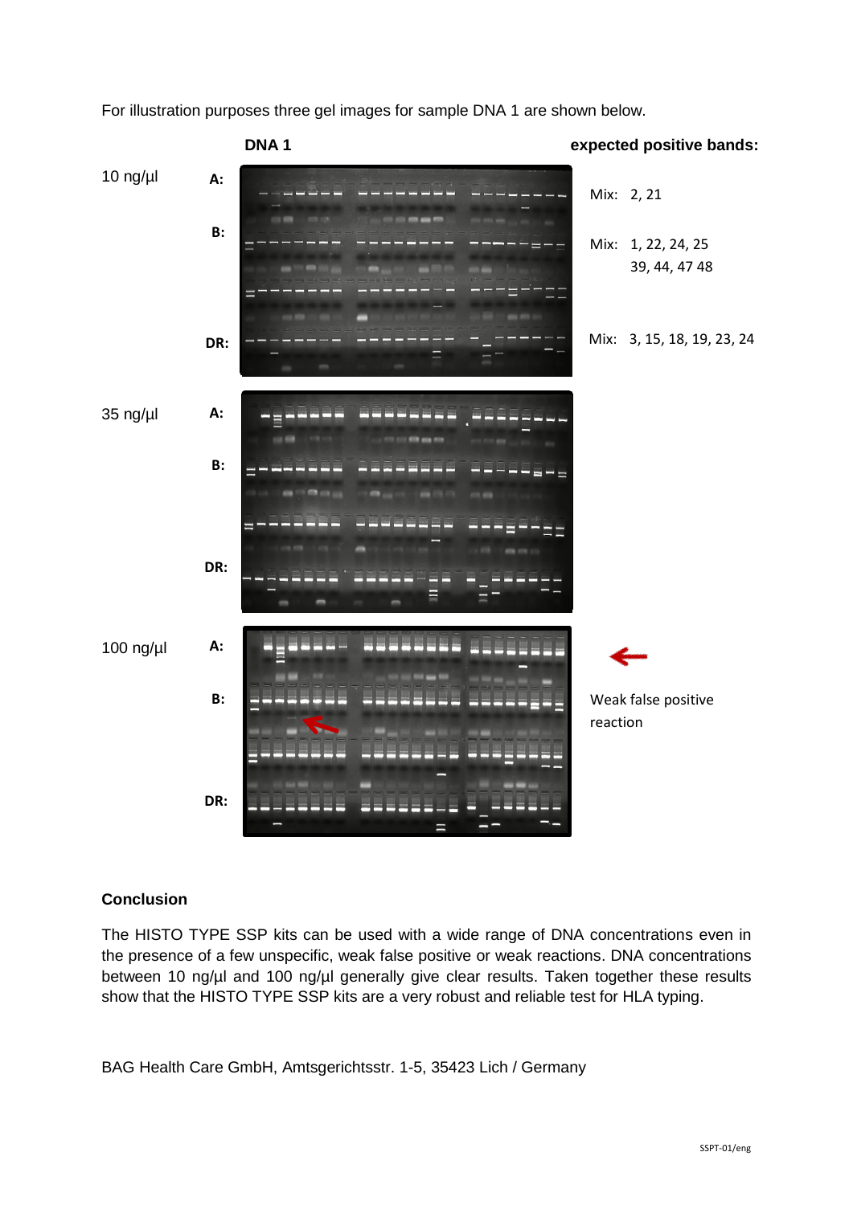For illustration purposes three gel images for sample DNA 1 are shown below.

**DNA 1**

**expected positive bands:**

10 ng/µl

A: Mix: 2, 21

B: Mix: 1, 22, 24, 25, 39, 44, 47 48

DR: Mix: 3, 15, 18, 19, 23, 24

35 ng/µl

A:

B:

DR:

100 ng/µl

A:

B:

DR:

Weak false positive reaction

### Conclusion

The HISTO TYPE SSP kits can be used with a wide range of DNA concentrations even in the presence of a few unspecific, weak false positive or weak reactions. DNA concentrations between 10 ng/µl and 100 ng/µl generally give clear results. Taken together these results show that the HISTO TYPE SSP kits are a very robust and reliable test for HLA typing.

BAG Health Care GmbH, Amtsgerichtsstr. 1-5, 35423 Lich / Germany

SSPT-01/eng